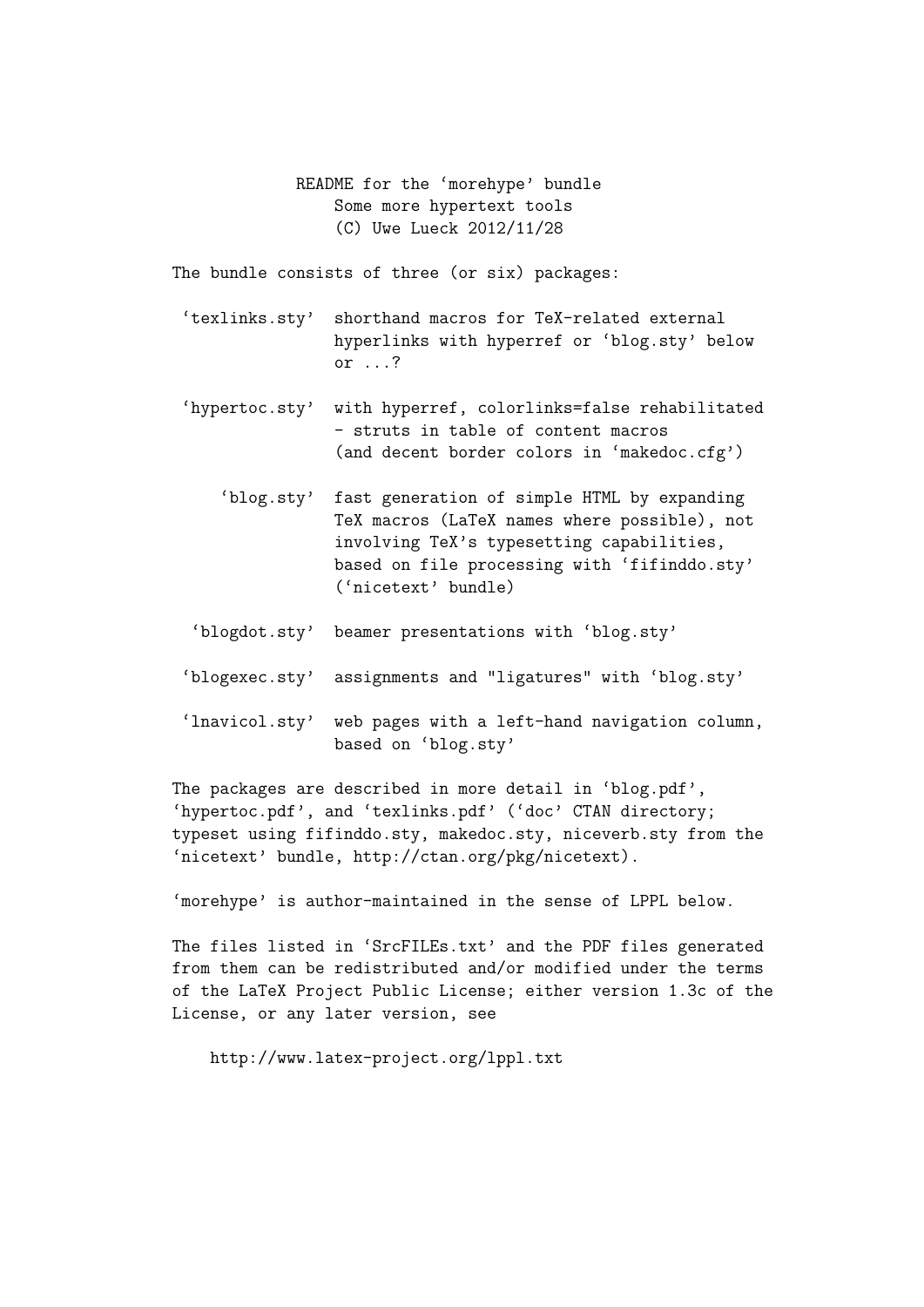README for the 'morehype' bundle

Some more hypertext tools

(C) Uwe Lueck 2012/11/28

The bundle consists of three (or six) packages:

- 'texlinks.sty' shorthand macros for TeX-related external hyperlinks with hyperref or 'blog.sty' below or ...?
- 'hypertoc.sty' with hyperref, colorlinks=false rehabilitated - struts in table of content macros (and decent border colors in 'makedoc.cfg')
- 'blog.sty' fast generation of simple HTML by expanding TeX macros (LaTeX names where possible), not involving TeX's typesetting capabilities, based on file processing with 'fifinddo.sty' ('nicetext' bundle)
- 'blogdot.sty' beamer presentations with 'blog.sty'
- 'blogexec.sty' assignments and "ligatures" with 'blog.sty'
- 'lnavicol.sty' web pages with a left-hand navigation column, based on 'blog.sty'

The packages are described in more detail in 'blog.pdf', 'hypertoc.pdf', and 'texlinks.pdf' ('doc' CTAN directory; typeset using fifinddo.sty, makedoc.sty, niceverb.sty from the 'nicetext' bundle, http://ctan.org/pkg/nicetext).

'morehype' is author-maintained in the sense of LPPL below.

The files listed in 'SrcFILEs.txt' and the PDF files generated from them can be redistributed and/or modified under the terms of the LaTeX Project Public License; either version 1.3c of the License, or any later version, see

http://www.latex-project.org/lppl.txt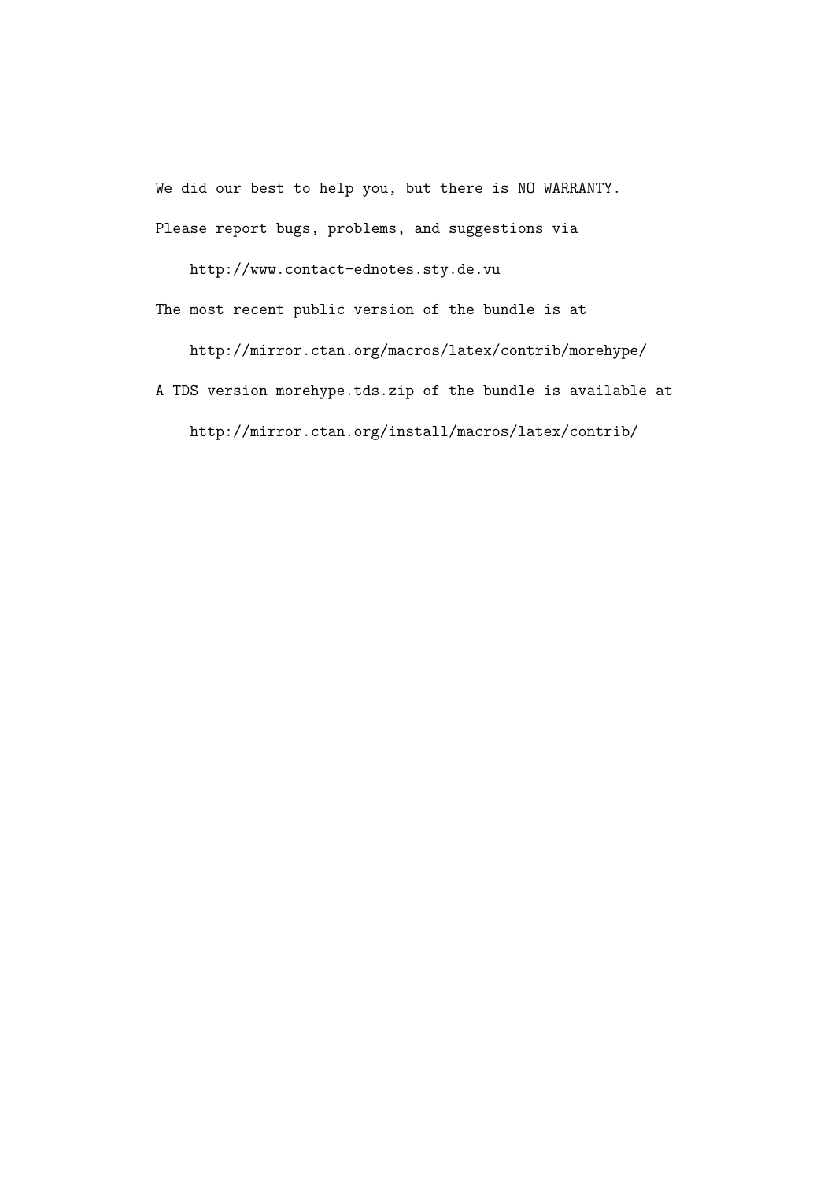We did our best to help you, but there is NO WARRANTY.

Please report bugs, problems, and suggestions via

http://www.contact-ednotes.sty.de.vu

The most recent public version of the bundle is at

http://mirror.ctan.org/macros/latex/contrib/morehype/

A TDS version morehype.tds.zip of the bundle is available at

http://mirror.ctan.org/install/macros/latex/contrib/